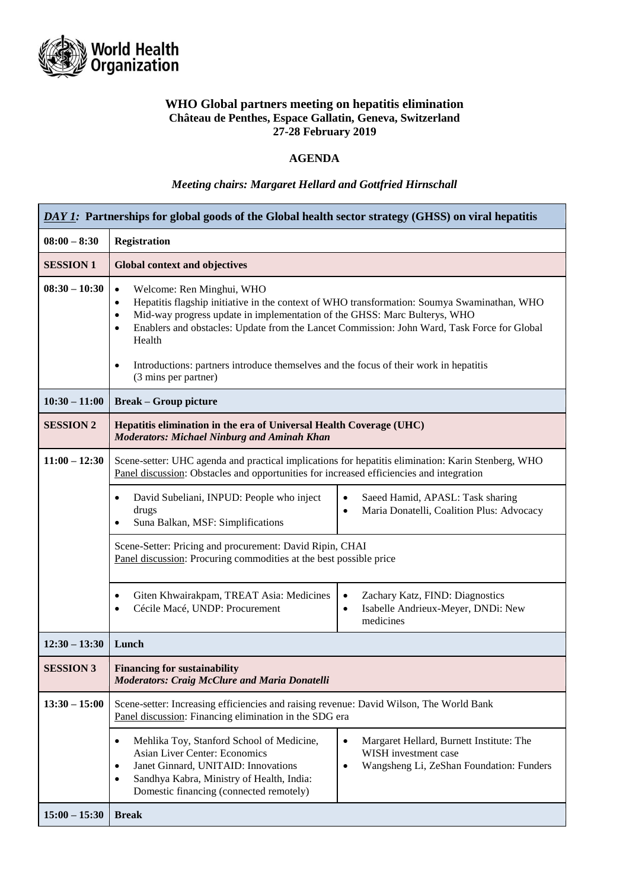**WHO Global partners meeting on hepatitis elimination**
**Château de Penthes, Espace Gallatin, Geneva, Switzerland**
**27-28 February 2019**

**AGENDA**

***Meeting chairs: Margaret Hellard and Gottfried Hirnschall***

| ***DAY 1:* Partnerships for global goods of the Global health sector strategy (GHSS) on viral hepatitis** | | |
|---|---|---|
| **08:00 – 8:30** | **Registration** | |
| **SESSION 1** | **Global context and objectives** | |
| **08:30 – 10:30** | • Welcome: Ren Minghui, WHO<br>• Hepatitis flagship initiative in the context of WHO transformation: Soumya Swaminathan, WHO<br>• Mid-way progress update in implementation of the GHSS: Marc Bulterys, WHO<br>• Enablers and obstacles: Update from the Lancet Commission: John Ward, Task Force for Global Health<br><br>• Introductions: partners introduce themselves and the focus of their work in hepatitis (3 mins per partner) | |
| **10:30 – 11:00** | **Break – Group picture** | |
| **SESSION 2** | **Hepatitis elimination in the era of Universal Health Coverage (UHC)**<br>***Moderators: Michael Ninburg and Aminah Khan*** | |
| **11:00 – 12:30** | Scene-setter: UHC agenda and practical implications for hepatitis elimination: Karin Stenberg, WHO<br>Panel discussion: Obstacles and opportunities for increased efficiencies and integration | |
| | • David Subeliani, INPUD: People who inject drugs<br>• Suna Balkan, MSF: Simplifications | • Saeed Hamid, APASL: Task sharing<br>• Maria Donatelli, Coalition Plus: Advocacy |
| | Scene-Setter: Pricing and procurement: David Ripin, CHAI<br>Panel discussion: Procuring commodities at the best possible price | |
| | • Giten Khwairakpam, TREAT Asia: Medicines<br>• Cécile Macé, UNDP: Procurement | • Zachary Katz, FIND: Diagnostics<br>• Isabelle Andrieux-Meyer, DNDi: New medicines |
| **12:30 – 13:30** | **Lunch** | |
| **SESSION 3** | **Financing for sustainability**<br>***Moderators: Craig McClure and Maria Donatelli*** | |
| **13:30 – 15:00** | Scene-setter: Increasing efficiencies and raising revenue: David Wilson, The World Bank<br>Panel discussion: Financing elimination in the SDG era | |
| | • Mehlika Toy, Stanford School of Medicine, Asian Liver Center: Economics<br>• Janet Ginnard, UNITAID: Innovations<br>• Sandhya Kabra, Ministry of Health, India: Domestic financing (connected remotely) | • Margaret Hellard, Burnett Institute: The WISH investment case<br>• Wangsheng Li, ZeShan Foundation: Funders |
| **15:00 – 15:30** | **Break** | |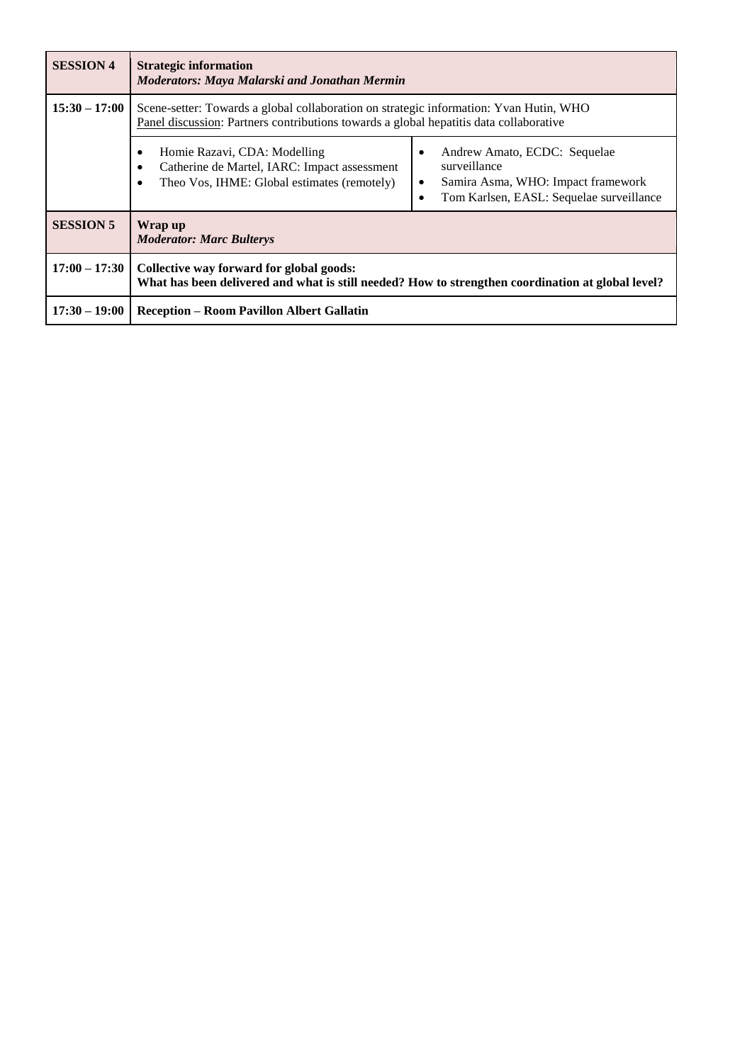| **SESSION 4** | **Strategic information**<br>***Moderators: Maya Malarski and Jonathan Mermin*** |
|---|---|
| **15:30 – 17:00** | Scene-setter: Towards a global collaboration on strategic information: Yvan Hutin, WHO<br>Panel discussion: Partners contributions towards a global hepatitis data collaborative<br>• Homie Razavi, CDA: Modelling<br>• Catherine de Martel, IARC: Impact assessment<br>• Theo Vos, IHME: Global estimates (remotely)<br>• Andrew Amato, ECDC: Sequelae surveillance<br>• Samira Asma, WHO: Impact framework<br>• Tom Karlsen, EASL: Sequelae surveillance |
| **SESSION 5** | **Wrap up**<br>***Moderator: Marc Bulterys*** |
| **17:00 – 17:30** | **Collective way forward for global goods:**<br>**What has been delivered and what is still needed? How to strengthen coordination at global level?** |
| **17:30 – 19:00** | **Reception – Room Pavillon Albert Gallatin** |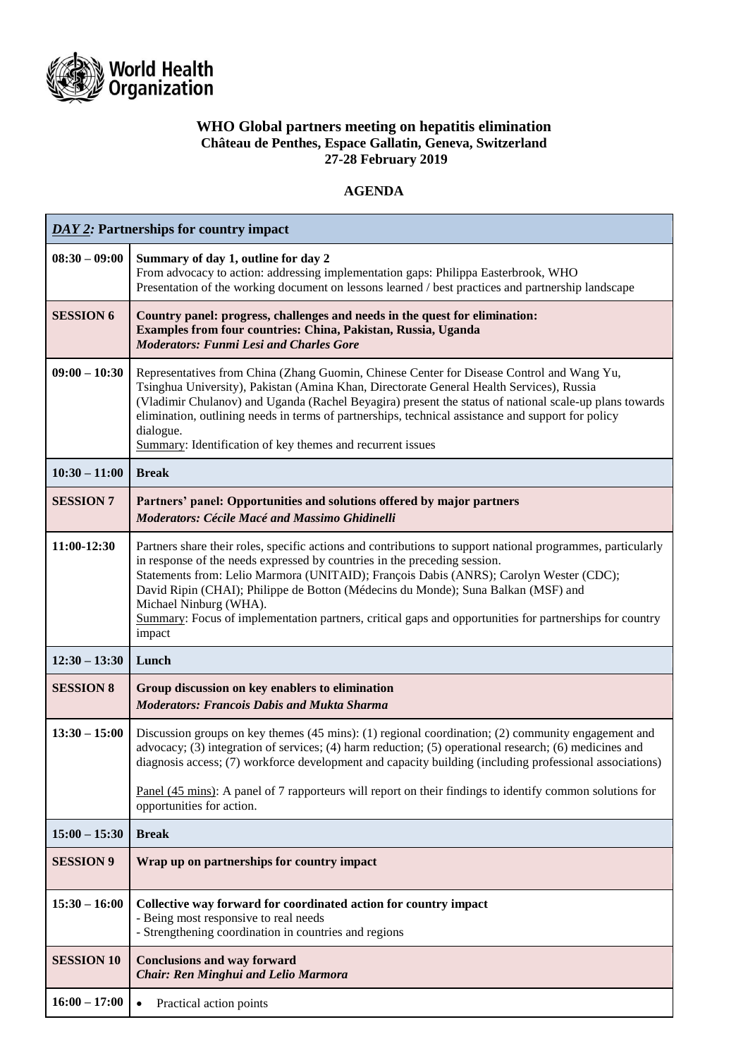**WHO Global partners meeting on hepatitis elimination**
**Château de Penthes, Espace Gallatin, Geneva, Switzerland**
**27-28 February 2019**

**AGENDA**

| ***DAY 2:*** **Partnerships for country impact** | |
|---|---|
| **08:30 – 09:00** | **Summary of day 1, outline for day 2**<br>From advocacy to action: addressing implementation gaps: Philippa Easterbrook, WHO<br>Presentation of the working document on lessons learned / best practices and partnership landscape |
| **SESSION 6** | **Country panel: progress, challenges and needs in the quest for elimination:**<br>**Examples from four countries: China, Pakistan, Russia, Uganda**<br>***Moderators: Funmi Lesi and Charles Gore*** |
| **09:00 – 10:30** | Representatives from China (Zhang Guomin, Chinese Center for Disease Control and Wang Yu, Tsinghua University), Pakistan (Amina Khan, Directorate General Health Services), Russia (Vladimir Chulanov) and Uganda (Rachel Beyagira) present the status of national scale-up plans towards elimination, outlining needs in terms of partnerships, technical assistance and support for policy dialogue.<br>Summary: Identification of key themes and recurrent issues |
| **10:30 – 11:00** | **Break** |
| **SESSION 7** | **Partners' panel: Opportunities and solutions offered by major partners**<br>***Moderators: Cécile Macé and Massimo Ghidinelli*** |
| **11:00-12:30** | Partners share their roles, specific actions and contributions to support national programmes, particularly in response of the needs expressed by countries in the preceding session.<br>Statements from: Lelio Marmora (UNITAID); François Dabis (ANRS); Carolyn Wester (CDC); David Ripin (CHAI); Philippe de Botton (Médecins du Monde); Suna Balkan (MSF) and Michael Ninburg (WHA).<br>Summary: Focus of implementation partners, critical gaps and opportunities for partnerships for country impact |
| **12:30 – 13:30** | **Lunch** |
| **SESSION 8** | **Group discussion on key enablers to elimination**<br>***Moderators: Francois Dabis and Mukta Sharma*** |
| **13:30 – 15:00** | Discussion groups on key themes (45 mins): (1) regional coordination; (2) community engagement and advocacy; (3) integration of services; (4) harm reduction; (5) operational research; (6) medicines and diagnosis access; (7) workforce development and capacity building (including professional associations)<br><br>Panel (45 mins): A panel of 7 rapporteurs will report on their findings to identify common solutions for opportunities for action. |
| **15:00 – 15:30** | **Break** |
| **SESSION 9** | **Wrap up on partnerships for country impact** |
| **15:30 – 16:00** | **Collective way forward for coordinated action for country impact**<br>- Being most responsive to real needs<br>- Strengthening coordination in countries and regions |
| **SESSION 10** | **Conclusions and way forward**<br>***Chair: Ren Minghui and Lelio Marmora*** |
| **16:00 – 17:00** | • Practical action points |